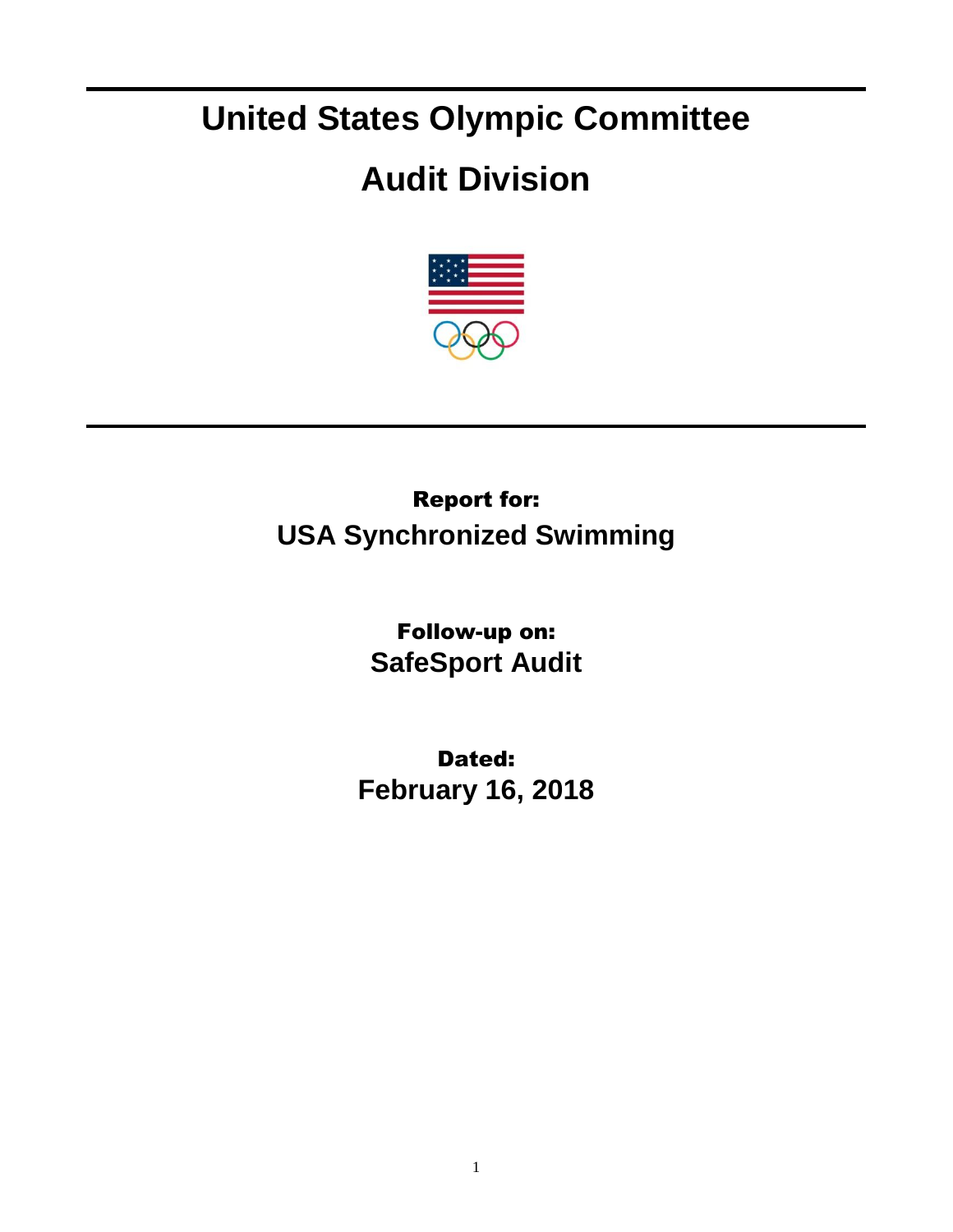# United States Olympic Committee

# Audit Division

**Report for:**

**USA Synchronized Swimming**

**Follow-up on:**

**SafeSport Audit**

**Dated:**

**February 16, 2018**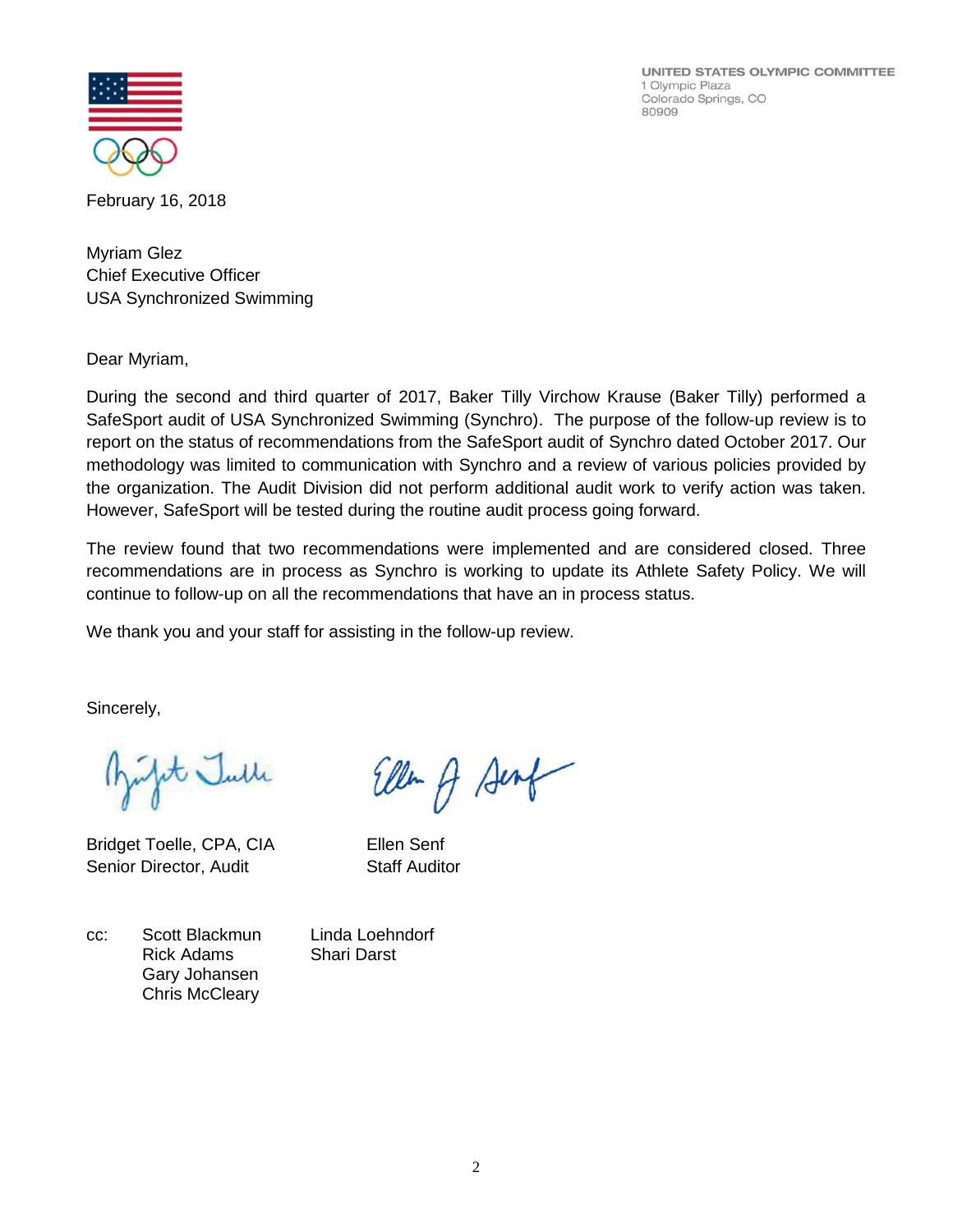UNITED STATES OLYMPIC COMMITTEE
1 Olympic Plaza
Colorado Springs, CO
80909

February 16, 2018

Myriam Glez
Chief Executive Officer
USA Synchronized Swimming

Dear Myriam,

During the second and third quarter of 2017, Baker Tilly Virchow Krause (Baker Tilly) performed a SafeSport audit of USA Synchronized Swimming (Synchro). The purpose of the follow-up review is to report on the status of recommendations from the SafeSport audit of Synchro dated October 2017. Our methodology was limited to communication with Synchro and a review of various policies provided by the organization. The Audit Division did not perform additional audit work to verify action was taken. However, SafeSport will be tested during the routine audit process going forward.

The review found that two recommendations were implemented and are considered closed. Three recommendations are in process as Synchro is working to update its Athlete Safety Policy. We will continue to follow-up on all the recommendations that have an in process status.

We thank you and your staff for assisting in the follow-up review.

Sincerely,

Bridget Toelle, CPA, CIA
Senior Director, Audit

Ellen Senf
Staff Auditor

cc: Scott Blackmun
Rick Adams
Gary Johansen
Chris McCleary
Linda Loehndorf
Shari Darst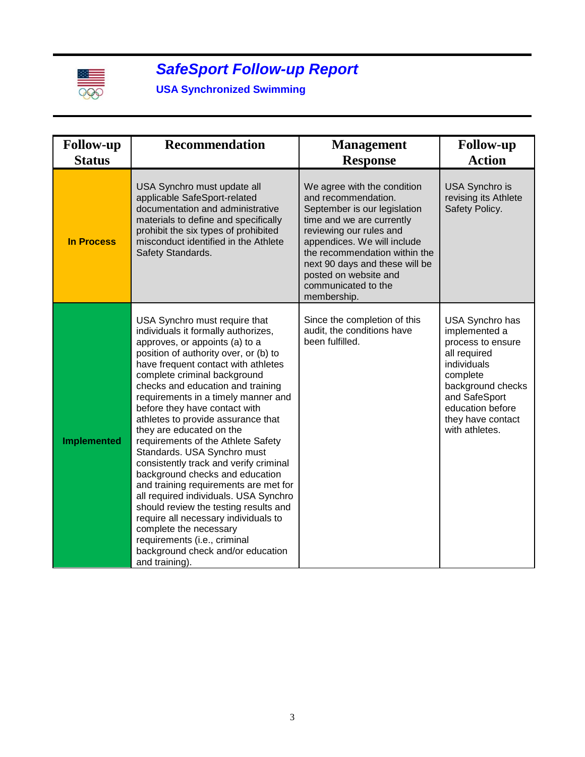# *SafeSport Follow-up Report*

**USA Synchronized Swimming**

| Follow-up Status | Recommendation | Management Response | Follow-up Action |
|---|---|---|---|
| **In Process** | USA Synchro must update all applicable SafeSport-related documentation and administrative materials to define and specifically prohibit the six types of prohibited misconduct identified in the Athlete Safety Standards. | We agree with the condition and recommendation. September is our legislation time and we are currently reviewing our rules and appendices. We will include the recommendation within the next 90 days and these will be posted on website and communicated to the membership. | USA Synchro is revising its Athlete Safety Policy. |
| **Implemented** | USA Synchro must require that individuals it formally authorizes, approves, or appoints (a) to a position of authority over, or (b) to have frequent contact with athletes complete criminal background checks and education and training requirements in a timely manner and before they have contact with athletes to provide assurance that they are educated on the requirements of the Athlete Safety Standards. USA Synchro must consistently track and verify criminal background checks and education and training requirements are met for all required individuals. USA Synchro should review the testing results and require all necessary individuals to complete the necessary requirements (i.e., criminal background check and/or education and training). | Since the completion of this audit, the conditions have been fulfilled. | USA Synchro has implemented a process to ensure all required individuals complete background checks and SafeSport education before they have contact with athletes. |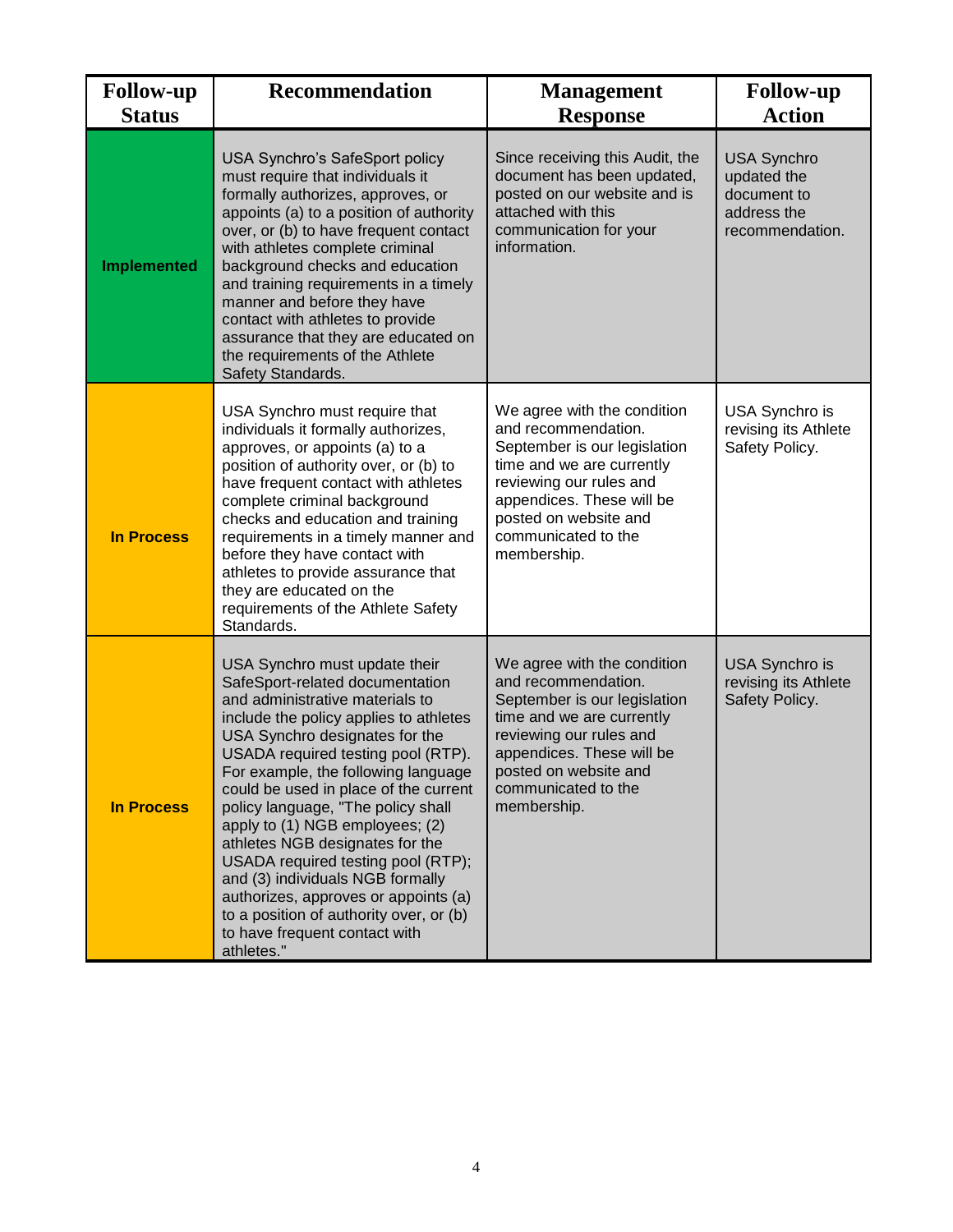| Follow-up Status | Recommendation | Management Response | Follow-up Action |
| --- | --- | --- | --- |
| **Implemented** | USA Synchro's SafeSport policy must require that individuals it formally authorizes, approves, or appoints (a) to a position of authority over, or (b) to have frequent contact with athletes complete criminal background checks and education and training requirements in a timely manner and before they have contact with athletes to provide assurance that they are educated on the requirements of the Athlete Safety Standards. | Since receiving this Audit, the document has been updated, posted on our website and is attached with this communication for your information. | USA Synchro updated the document to address the recommendation. |
| **In Process** | USA Synchro must require that individuals it formally authorizes, approves, or appoints (a) to a position of authority over, or (b) to have frequent contact with athletes complete criminal background checks and education and training requirements in a timely manner and before they have contact with athletes to provide assurance that they are educated on the requirements of the Athlete Safety Standards. | We agree with the condition and recommendation. September is our legislation time and we are currently reviewing our rules and appendices. These will be posted on website and communicated to the membership. | USA Synchro is revising its Athlete Safety Policy. |
| **In Process** | USA Synchro must update their SafeSport-related documentation and administrative materials to include the policy applies to athletes USA Synchro designates for the USADA required testing pool (RTP). For example, the following language could be used in place of the current policy language, "The policy shall apply to (1) NGB employees; (2) athletes NGB designates for the USADA required testing pool (RTP); and (3) individuals NGB formally authorizes, approves or appoints (a) to a position of authority over, or (b) to have frequent contact with athletes." | We agree with the condition and recommendation. September is our legislation time and we are currently reviewing our rules and appendices. These will be posted on website and communicated to the membership. | USA Synchro is revising its Athlete Safety Policy. |